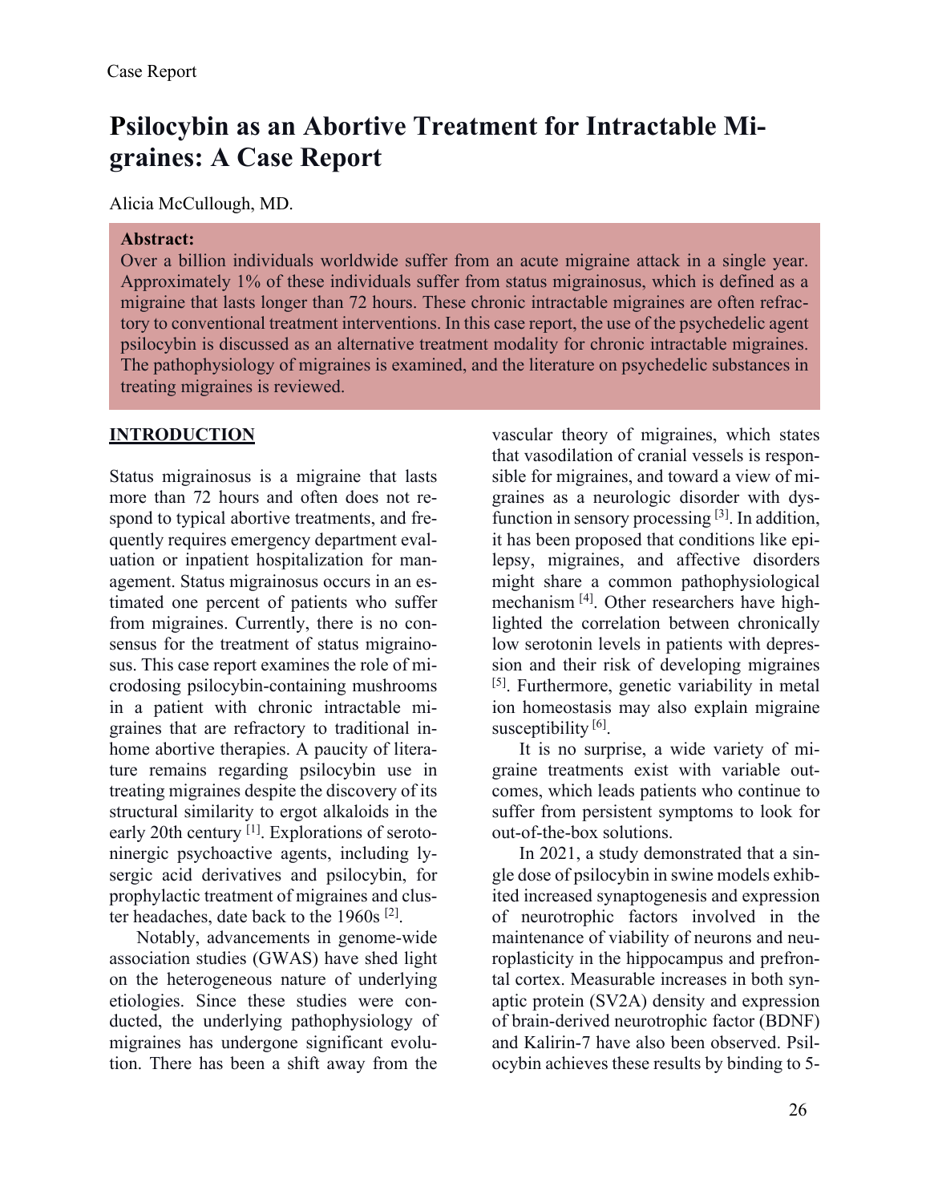Case Report

# Psilocybin as an Abortive Treatment for Intractable Migraines: A Case Report

Alicia McCullough, MD.

**Abstract:**
Over a billion individuals worldwide suffer from an acute migraine attack in a single year. Approximately 1% of these individuals suffer from status migrainosus, which is defined as a migraine that lasts longer than 72 hours. These chronic intractable migraines are often refractory to conventional treatment interventions. In this case report, the use of the psychedelic agent psilocybin is discussed as an alternative treatment modality for chronic intractable migraines. The pathophysiology of migraines is examined, and the literature on psychedelic substances in treating migraines is reviewed.

## INTRODUCTION

Status migrainosus is a migraine that lasts more than 72 hours and often does not respond to typical abortive treatments, and frequently requires emergency department evaluation or inpatient hospitalization for management. Status migrainosus occurs in an estimated one percent of patients who suffer from migraines. Currently, there is no consensus for the treatment of status migrainosus. This case report examines the role of microdosing psilocybin-containing mushrooms in a patient with chronic intractable migraines that are refractory to traditional in-home abortive therapies. A paucity of literature remains regarding psilocybin use in treating migraines despite the discovery of its structural similarity to ergot alkaloids in the early 20th century [1]. Explorations of serotoninergic psychoactive agents, including lysergic acid derivatives and psilocybin, for prophylactic treatment of migraines and cluster headaches, date back to the 1960s [2].

Notably, advancements in genome-wide association studies (GWAS) have shed light on the heterogeneous nature of underlying etiologies. Since these studies were conducted, the underlying pathophysiology of migraines has undergone significant evolution. There has been a shift away from the vascular theory of migraines, which states that vasodilation of cranial vessels is responsible for migraines, and toward a view of migraines as a neurologic disorder with dysfunction in sensory processing [3]. In addition, it has been proposed that conditions like epilepsy, migraines, and affective disorders might share a common pathophysiological mechanism [4]. Other researchers have highlighted the correlation between chronically low serotonin levels in patients with depression and their risk of developing migraines [5]. Furthermore, genetic variability in metal ion homeostasis may also explain migraine susceptibility [6].

It is no surprise, a wide variety of migraine treatments exist with variable outcomes, which leads patients who continue to suffer from persistent symptoms to look for out-of-the-box solutions.

In 2021, a study demonstrated that a single dose of psilocybin in swine models exhibited increased synaptogenesis and expression of neurotrophic factors involved in the maintenance of viability of neurons and neuroplasticity in the hippocampus and prefrontal cortex. Measurable increases in both synaptic protein (SV2A) density and expression of brain-derived neurotrophic factor (BDNF) and Kalirin-7 have also been observed. Psilocybin achieves these results by binding to 5-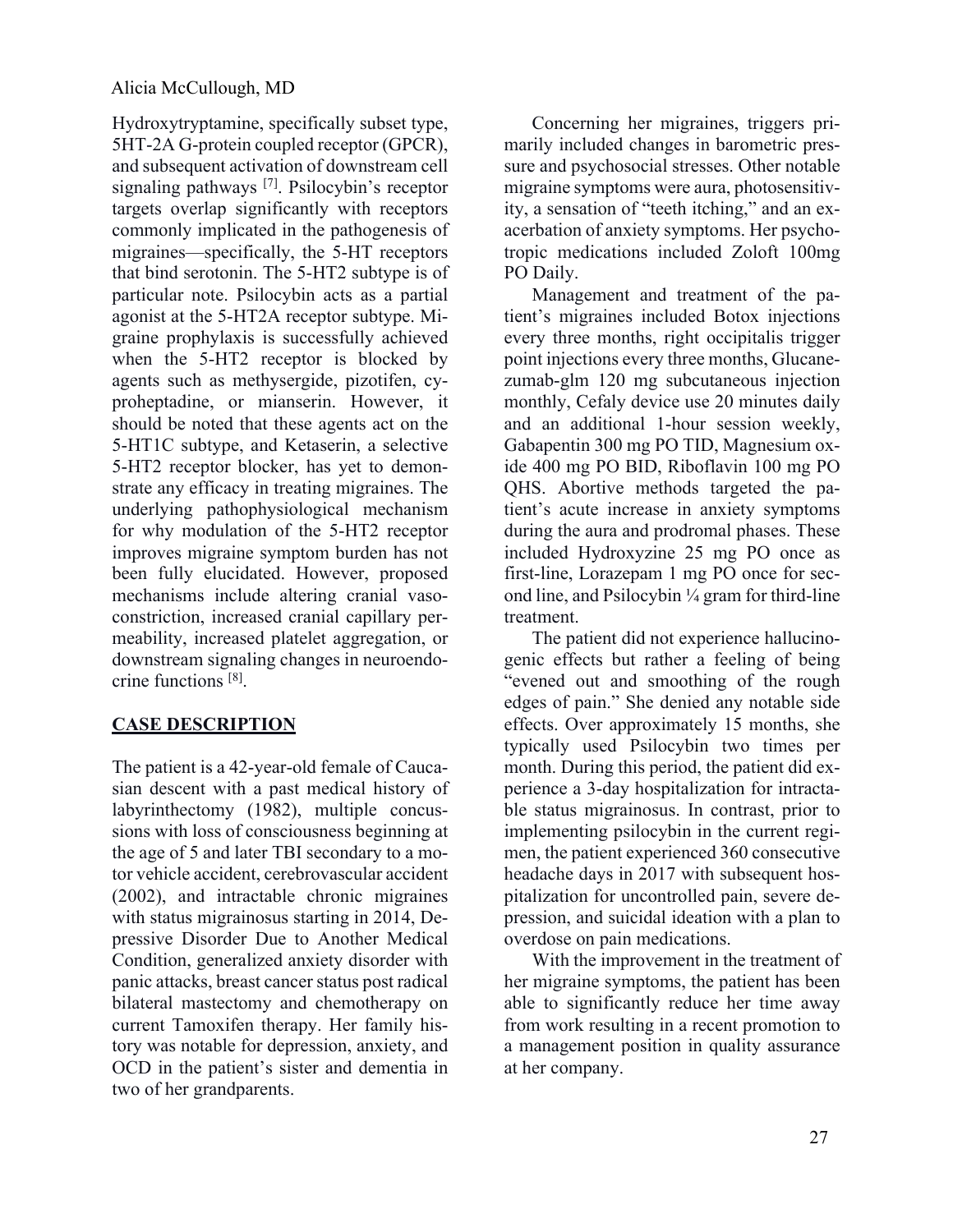Hydroxytryptamine, specifically subset type, 5HT-2A G-protein coupled receptor (GPCR), and subsequent activation of downstream cell signaling pathways [7]. Psilocybin's receptor targets overlap significantly with receptors commonly implicated in the pathogenesis of migraines—specifically, the 5-HT receptors that bind serotonin. The 5-HT2 subtype is of particular note. Psilocybin acts as a partial agonist at the 5-HT2A receptor subtype. Migraine prophylaxis is successfully achieved when the 5-HT2 receptor is blocked by agents such as methysergide, pizotifen, cyproheptadine, or mianserin. However, it should be noted that these agents act on the 5-HT1C subtype, and Ketaserin, a selective 5-HT2 receptor blocker, has yet to demonstrate any efficacy in treating migraines. The underlying pathophysiological mechanism for why modulation of the 5-HT2 receptor improves migraine symptom burden has not been fully elucidated. However, proposed mechanisms include altering cranial vasoconstriction, increased cranial capillary permeability, increased platelet aggregation, or downstream signaling changes in neuroendocrine functions [8].

## CASE DESCRIPTION

The patient is a 42-year-old female of Caucasian descent with a past medical history of labyrinthectomy (1982), multiple concussions with loss of consciousness beginning at the age of 5 and later TBI secondary to a motor vehicle accident, cerebrovascular accident (2002), and intractable chronic migraines with status migrainosus starting in 2014, Depressive Disorder Due to Another Medical Condition, generalized anxiety disorder with panic attacks, breast cancer status post radical bilateral mastectomy and chemotherapy on current Tamoxifen therapy. Her family history was notable for depression, anxiety, and OCD in the patient's sister and dementia in two of her grandparents.

Concerning her migraines, triggers primarily included changes in barometric pressure and psychosocial stresses. Other notable migraine symptoms were aura, photosensitivity, a sensation of "teeth itching," and an exacerbation of anxiety symptoms. Her psychotropic medications included Zoloft 100mg PO Daily.

Management and treatment of the patient's migraines included Botox injections every three months, right occipitalis trigger point injections every three months, Glucanezumab-glm 120 mg subcutaneous injection monthly, Cefaly device use 20 minutes daily and an additional 1-hour session weekly, Gabapentin 300 mg PO TID, Magnesium oxide 400 mg PO BID, Riboflavin 100 mg PO QHS. Abortive methods targeted the patient's acute increase in anxiety symptoms during the aura and prodromal phases. These included Hydroxyzine 25 mg PO once as first-line, Lorazepam 1 mg PO once for second line, and Psilocybin ¼ gram for third-line treatment.

The patient did not experience hallucinogenic effects but rather a feeling of being "evened out and smoothing of the rough edges of pain." She denied any notable side effects. Over approximately 15 months, she typically used Psilocybin two times per month. During this period, the patient did experience a 3-day hospitalization for intractable status migrainosus. In contrast, prior to implementing psilocybin in the current regimen, the patient experienced 360 consecutive headache days in 2017 with subsequent hospitalization for uncontrolled pain, severe depression, and suicidal ideation with a plan to overdose on pain medications.

With the improvement in the treatment of her migraine symptoms, the patient has been able to significantly reduce her time away from work resulting in a recent promotion to a management position in quality assurance at her company.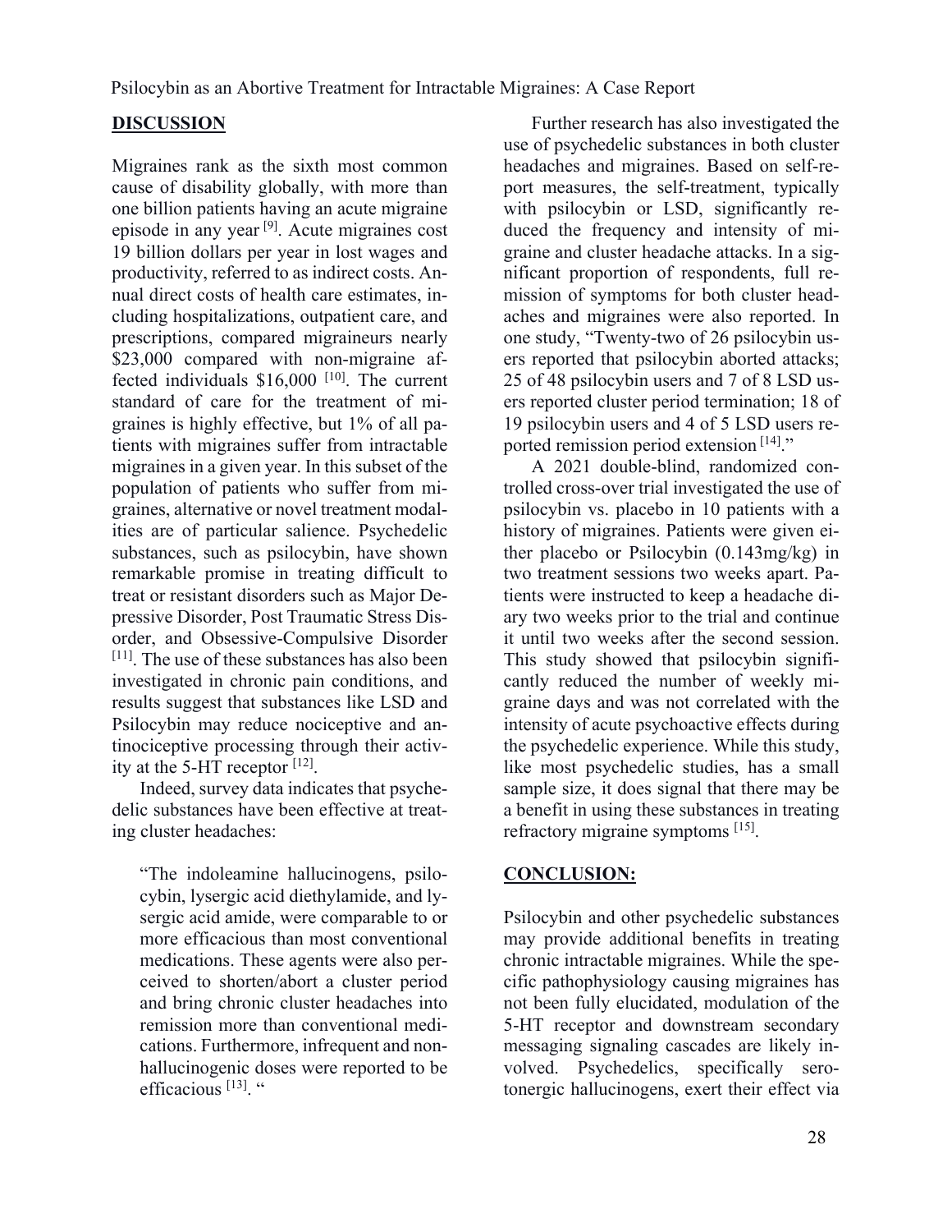## DISCUSSION

Migraines rank as the sixth most common cause of disability globally, with more than one billion patients having an acute migraine episode in any year [9]. Acute migraines cost 19 billion dollars per year in lost wages and productivity, referred to as indirect costs. Annual direct costs of health care estimates, including hospitalizations, outpatient care, and prescriptions, compared migraineurs nearly \$23,000 compared with non-migraine affected individuals \$16,000 [10]. The current standard of care for the treatment of migraines is highly effective, but 1% of all patients with migraines suffer from intractable migraines in a given year. In this subset of the population of patients who suffer from migraines, alternative or novel treatment modalities are of particular salience. Psychedelic substances, such as psilocybin, have shown remarkable promise in treating difficult to treat or resistant disorders such as Major Depressive Disorder, Post Traumatic Stress Disorder, and Obsessive-Compulsive Disorder [11]. The use of these substances has also been investigated in chronic pain conditions, and results suggest that substances like LSD and Psilocybin may reduce nociceptive and antinociceptive processing through their activity at the 5-HT receptor [12].

Indeed, survey data indicates that psychedelic substances have been effective at treating cluster headaches:

> "The indoleamine hallucinogens, psilocybin, lysergic acid diethylamide, and lysergic acid amide, were comparable to or more efficacious than most conventional medications. These agents were also perceived to shorten/abort a cluster period and bring chronic cluster headaches into remission more than conventional medications. Furthermore, infrequent and non-hallucinogenic doses were reported to be efficacious [13]. "

Further research has also investigated the use of psychedelic substances in both cluster headaches and migraines. Based on self-report measures, the self-treatment, typically with psilocybin or LSD, significantly reduced the frequency and intensity of migraine and cluster headache attacks. In a significant proportion of respondents, full remission of symptoms for both cluster headaches and migraines were also reported. In one study, "Twenty-two of 26 psilocybin users reported that psilocybin aborted attacks; 25 of 48 psilocybin users and 7 of 8 LSD users reported cluster period termination; 18 of 19 psilocybin users and 4 of 5 LSD users reported remission period extension [14]."

A 2021 double-blind, randomized controlled cross-over trial investigated the use of psilocybin vs. placebo in 10 patients with a history of migraines. Patients were given either placebo or Psilocybin (0.143mg/kg) in two treatment sessions two weeks apart. Patients were instructed to keep a headache diary two weeks prior to the trial and continue it until two weeks after the second session. This study showed that psilocybin significantly reduced the number of weekly migraine days and was not correlated with the intensity of acute psychoactive effects during the psychedelic experience. While this study, like most psychedelic studies, has a small sample size, it does signal that there may be a benefit in using these substances in treating refractory migraine symptoms [15].

## CONCLUSION:

Psilocybin and other psychedelic substances may provide additional benefits in treating chronic intractable migraines. While the specific pathophysiology causing migraines has not been fully elucidated, modulation of the 5-HT receptor and downstream secondary messaging signaling cascades are likely involved. Psychedelics, specifically serotonergic hallucinogens, exert their effect via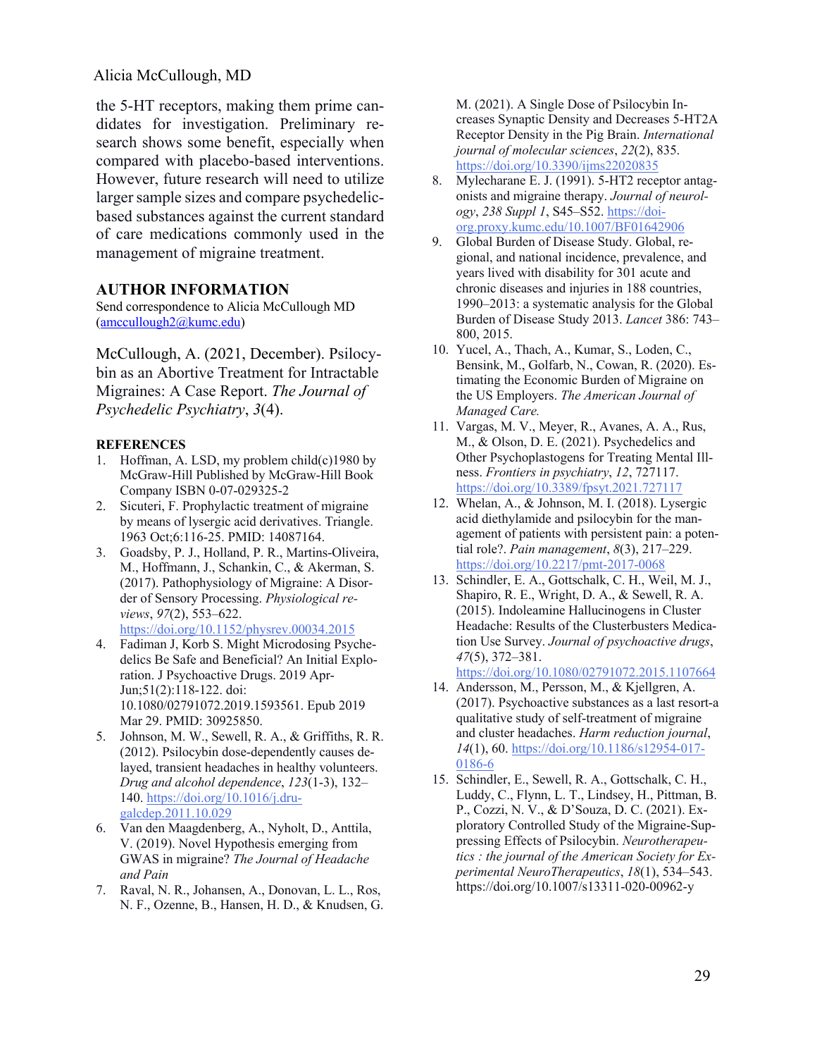the 5-HT receptors, making them prime candidates for investigation. Preliminary research shows some benefit, especially when compared with placebo-based interventions. However, future research will need to utilize larger sample sizes and compare psychedelic-based substances against the current standard of care medications commonly used in the management of migraine treatment.

## AUTHOR INFORMATION

Send correspondence to Alicia McCullough MD (amccullough2@kumc.edu)

McCullough, A. (2021, December). Psilocybin as an Abortive Treatment for Intractable Migraines: A Case Report. *The Journal of Psychedelic Psychiatry*, *3*(4).

## REFERENCES

1. Hoffman, A. LSD, my problem child(c)1980 by McGraw-Hill Published by McGraw-Hill Book Company ISBN 0-07-029325-2
2. Sicuteri, F. Prophylactic treatment of migraine by means of lysergic acid derivatives. Triangle. 1963 Oct;6:116-25. PMID: 14087164.
3. Goadsby, P. J., Holland, P. R., Martins-Oliveira, M., Hoffmann, J., Schankin, C., & Akerman, S. (2017). Pathophysiology of Migraine: A Disorder of Sensory Processing. *Physiological reviews*, *97*(2), 553–622. https://doi.org/10.1152/physrev.00034.2015
4. Fadiman J, Korb S. Might Microdosing Psychedelics Be Safe and Beneficial? An Initial Exploration. J Psychoactive Drugs. 2019 Apr-Jun;51(2):118-122. doi: 10.1080/02791072.2019.1593561. Epub 2019 Mar 29. PMID: 30925850.
5. Johnson, M. W., Sewell, R. A., & Griffiths, R. R. (2012). Psilocybin dose-dependently causes delayed, transient headaches in healthy volunteers. *Drug and alcohol dependence*, *123*(1-3), 132–140. https://doi.org/10.1016/j.drugalcdep.2011.10.029
6. Van den Maagdenberg, A., Nyholt, D., Anttila, V. (2019). Novel Hypothesis emerging from GWAS in migraine? *The Journal of Headache and Pain*
7. Raval, N. R., Johansen, A., Donovan, L. L., Ros, N. F., Ozenne, B., Hansen, H. D., & Knudsen, G. M. (2021). A Single Dose of Psilocybin Increases Synaptic Density and Decreases 5-HT2A Receptor Density in the Pig Brain. *International journal of molecular sciences*, *22*(2), 835. https://doi.org/10.3390/ijms22020835
8. Mylecharane E. J. (1991). 5-HT2 receptor antagonists and migraine therapy. *Journal of neurology*, *238 Suppl 1*, S45–S52. https://doi-org.proxy.kumc.edu/10.1007/BF01642906
9. Global Burden of Disease Study. Global, regional, and national incidence, prevalence, and years lived with disability for 301 acute and chronic diseases and injuries in 188 countries, 1990–2013: a systematic analysis for the Global Burden of Disease Study 2013. *Lancet* 386: 743–800, 2015.
10. Yucel, A., Thach, A., Kumar, S., Loden, C., Bensink, M., Golfarb, N., Cowan, R. (2020). Estimating the Economic Burden of Migraine on the US Employers. *The American Journal of Managed Care.*
11. Vargas, M. V., Meyer, R., Avanes, A. A., Rus, M., & Olson, D. E. (2021). Psychedelics and Other Psychoplastogens for Treating Mental Illness. *Frontiers in psychiatry*, *12*, 727117. https://doi.org/10.3389/fpsyt.2021.727117
12. Whelan, A., & Johnson, M. I. (2018). Lysergic acid diethylamide and psilocybin for the management of patients with persistent pain: a potential role?. *Pain management*, *8*(3), 217–229. https://doi.org/10.2217/pmt-2017-0068
13. Schindler, E. A., Gottschalk, C. H., Weil, M. J., Shapiro, R. E., Wright, D. A., & Sewell, R. A. (2015). Indoleamine Hallucinogens in Cluster Headache: Results of the Clusterbusters Medication Use Survey. *Journal of psychoactive drugs*, *47*(5), 372–381. https://doi.org/10.1080/02791072.2015.1107664
14. Andersson, M., Persson, M., & Kjellgren, A. (2017). Psychoactive substances as a last resort-a qualitative study of self-treatment of migraine and cluster headaches. *Harm reduction journal*, *14*(1), 60. https://doi.org/10.1186/s12954-017-0186-6
15. Schindler, E., Sewell, R. A., Gottschalk, C. H., Luddy, C., Flynn, L. T., Lindsey, H., Pittman, B. P., Cozzi, N. V., & D'Souza, D. C. (2021). Exploratory Controlled Study of the Migraine-Suppressing Effects of Psilocybin. *Neurotherapeutics : the journal of the American Society for Experimental NeuroTherapeutics*, *18*(1), 534–543. https://doi.org/10.1007/s13311-020-00962-y